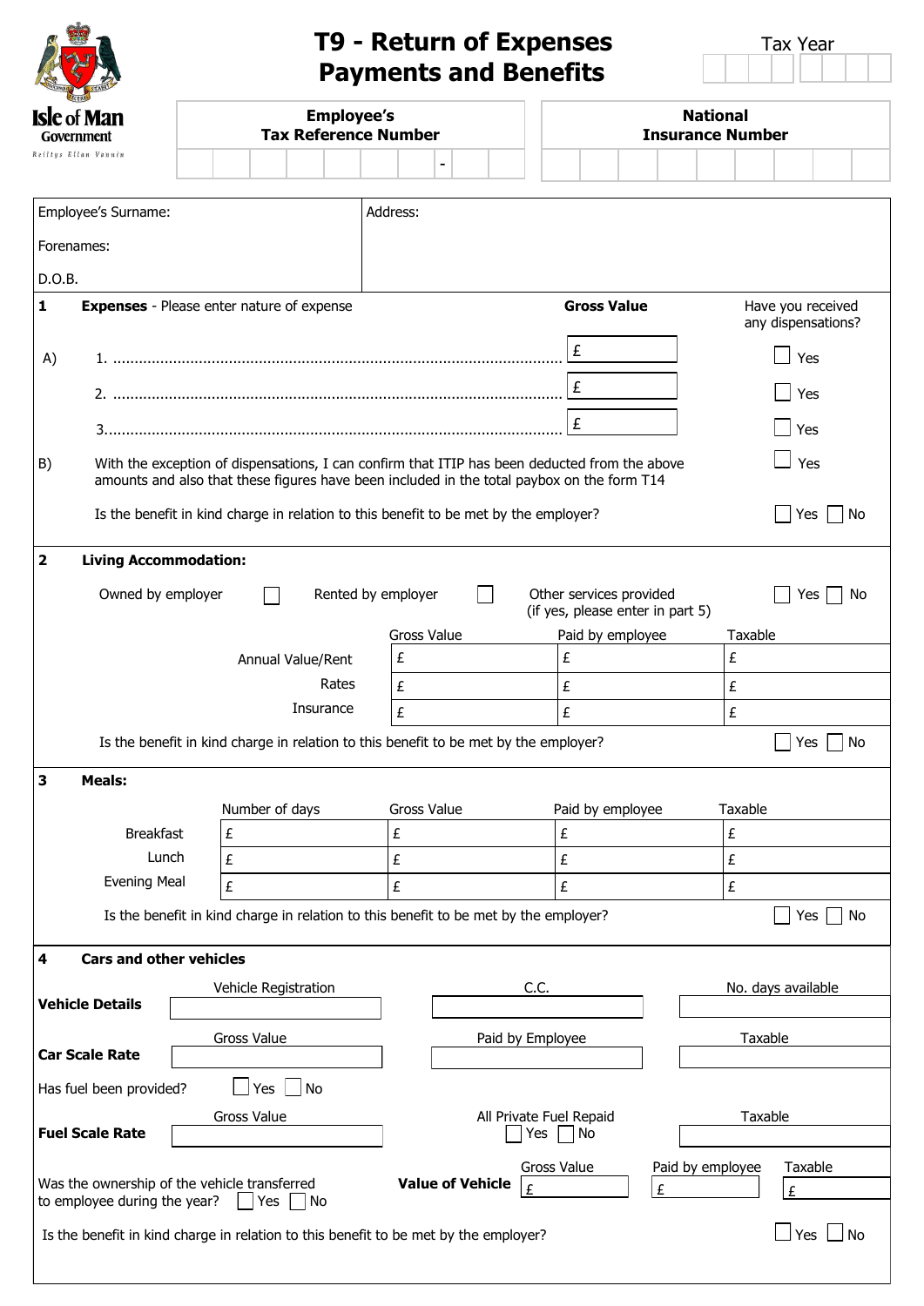Isle of Man Government
Reiltys Ellan Vannin

# T9 - Return of Expenses Payments and Benefits

Tax Year

| Employee's Tax Reference Number | National Insurance Number |
|---|---|
| - | |

| Employee's Surname: | Address: |
|---|---|
| Forenames: | |
| D.O.B. | |

## 1 Expenses - Please enter nature of expense

| | | Gross Value | Have you received any dispensations? |
|---|---|---|---|
| A) | 1. ........................................ | £ | ☐ Yes |
| | 2. ........................................ | £ | ☐ Yes |
| | 3. ........................................ | £ | ☐ Yes |

B) With the exception of dispensations, I can confirm that ITIP has been deducted from the above amounts and also that these figures have been included in the total paybox on the form T14 ☐ Yes

Is the benefit in kind charge in relation to this benefit to be met by the employer? ☐ Yes ☐ No

## 2 Living Accommodation:

Owned by employer ☐ Rented by employer ☐ Other services provided (if yes, please enter in part 5) ☐ Yes ☐ No

| | Gross Value | Paid by employee | Taxable |
|---|---|---|---|
| Annual Value/Rent | £ | £ | £ |
| Rates | £ | £ | £ |
| Insurance | £ | £ | £ |

Is the benefit in kind charge in relation to this benefit to be met by the employer? ☐ Yes ☐ No

## 3 Meals:

| | Number of days | Gross Value | Paid by employee | Taxable |
|---|---|---|---|---|
| Breakfast | £ | £ | £ | £ |
| Lunch | £ | £ | £ | £ |
| Evening Meal | £ | £ | £ | £ |

Is the benefit in kind charge in relation to this benefit to be met by the employer? ☐ Yes ☐ No

## 4 Cars and other vehicles

| | Vehicle Registration | C.C. | No. days available |
|---|---|---|---|
| **Vehicle Details** | | | |

| | Gross Value | Paid by Employee | Taxable |
|---|---|---|---|
| **Car Scale Rate** | | | |

Has fuel been provided? ☐ Yes ☐ No

| | Gross Value | All Private Fuel Repaid | Taxable |
|---|---|---|---|
| **Fuel Scale Rate** | | ☐ Yes ☐ No | |

Was the ownership of the vehicle transferred to employee during the year? ☐ Yes ☐ No

| | Gross Value | Paid by employee | Taxable |
|---|---|---|---|
| **Value of Vehicle** | £ | £ | £ |

Is the benefit in kind charge in relation to this benefit to be met by the employer? ☐ Yes ☐ No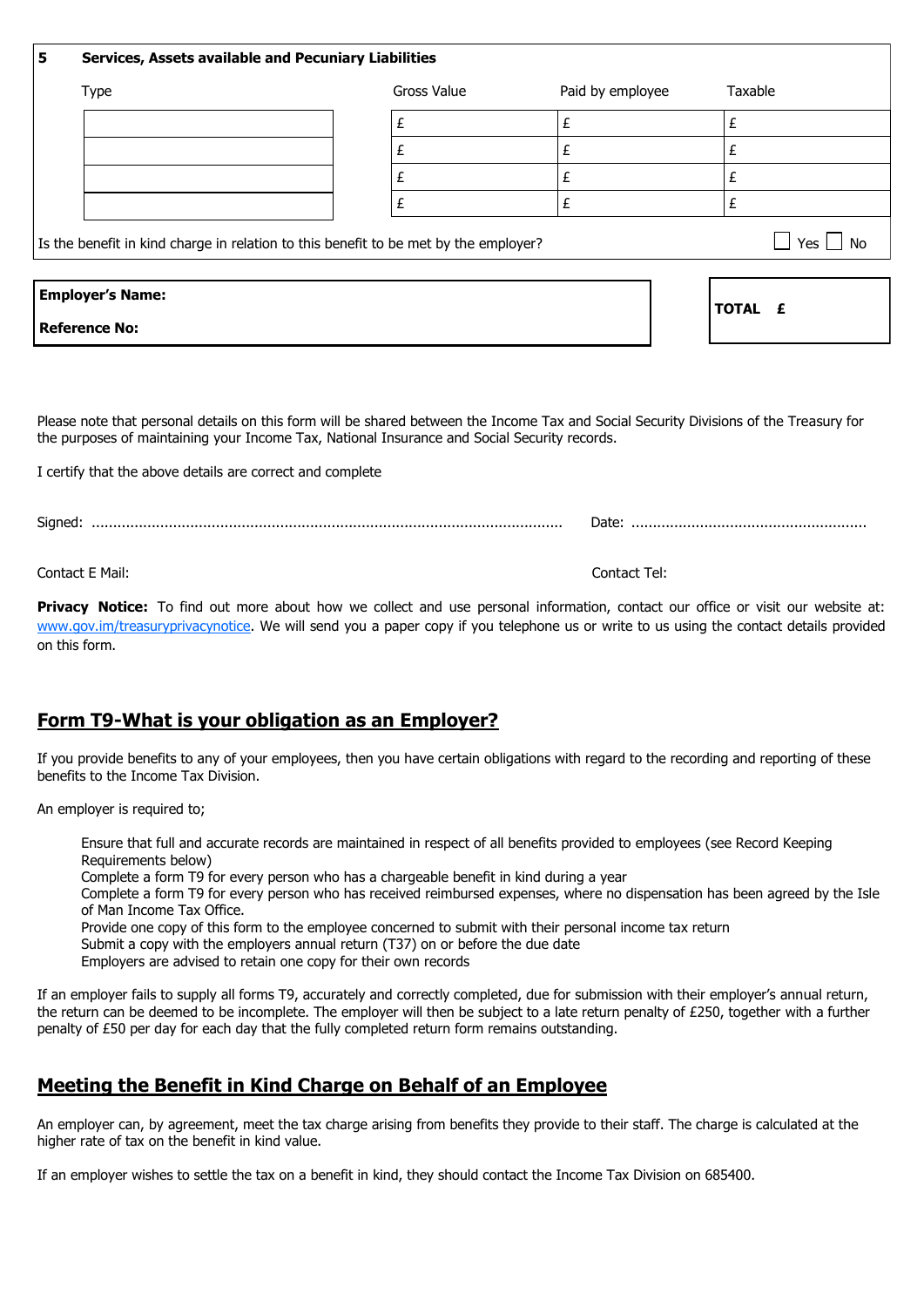## 5 Services, Assets available and Pecuniary Liabilities

| Type | Gross Value | Paid by employee | Taxable |
|---|---|---|---|
| | £ | £ | £ |
| | £ | £ | £ |
| | £ | £ | £ |
| | £ | £ | £ |

Is the benefit in kind charge in relation to this benefit to be met by the employer? ☐ Yes ☐ No

**Employer's Name:**

**Reference No:**

**TOTAL £**

Please note that personal details on this form will be shared between the Income Tax and Social Security Divisions of the Treasury for the purposes of maintaining your Income Tax, National Insurance and Social Security records.

I certify that the above details are correct and complete

Signed: ............................................................................................................ Date: ......................................................

Contact E Mail: Contact Tel:

**Privacy Notice:** To find out more about how we collect and use personal information, contact our office or visit our website at: www.gov.im/treasuryprivacynotice. We will send you a paper copy if you telephone us or write to us using the contact details provided on this form.

## Form T9-What is your obligation as an Employer?

If you provide benefits to any of your employees, then you have certain obligations with regard to the recording and reporting of these benefits to the Income Tax Division.

An employer is required to;

- Ensure that full and accurate records are maintained in respect of all benefits provided to employees (see Record Keeping Requirements below)
- Complete a form T9 for every person who has a chargeable benefit in kind during a year
- Complete a form T9 for every person who has received reimbursed expenses, where no dispensation has been agreed by the Isle of Man Income Tax Office.
- Provide one copy of this form to the employee concerned to submit with their personal income tax return
- Submit a copy with the employers annual return (T37) on or before the due date
- Employers are advised to retain one copy for their own records

If an employer fails to supply all forms T9, accurately and correctly completed, due for submission with their employer's annual return, the return can be deemed to be incomplete. The employer will then be subject to a late return penalty of £250, together with a further penalty of £50 per day for each day that the fully completed return form remains outstanding.

## Meeting the Benefit in Kind Charge on Behalf of an Employee

An employer can, by agreement, meet the tax charge arising from benefits they provide to their staff. The charge is calculated at the higher rate of tax on the benefit in kind value.

If an employer wishes to settle the tax on a benefit in kind, they should contact the Income Tax Division on 685400.